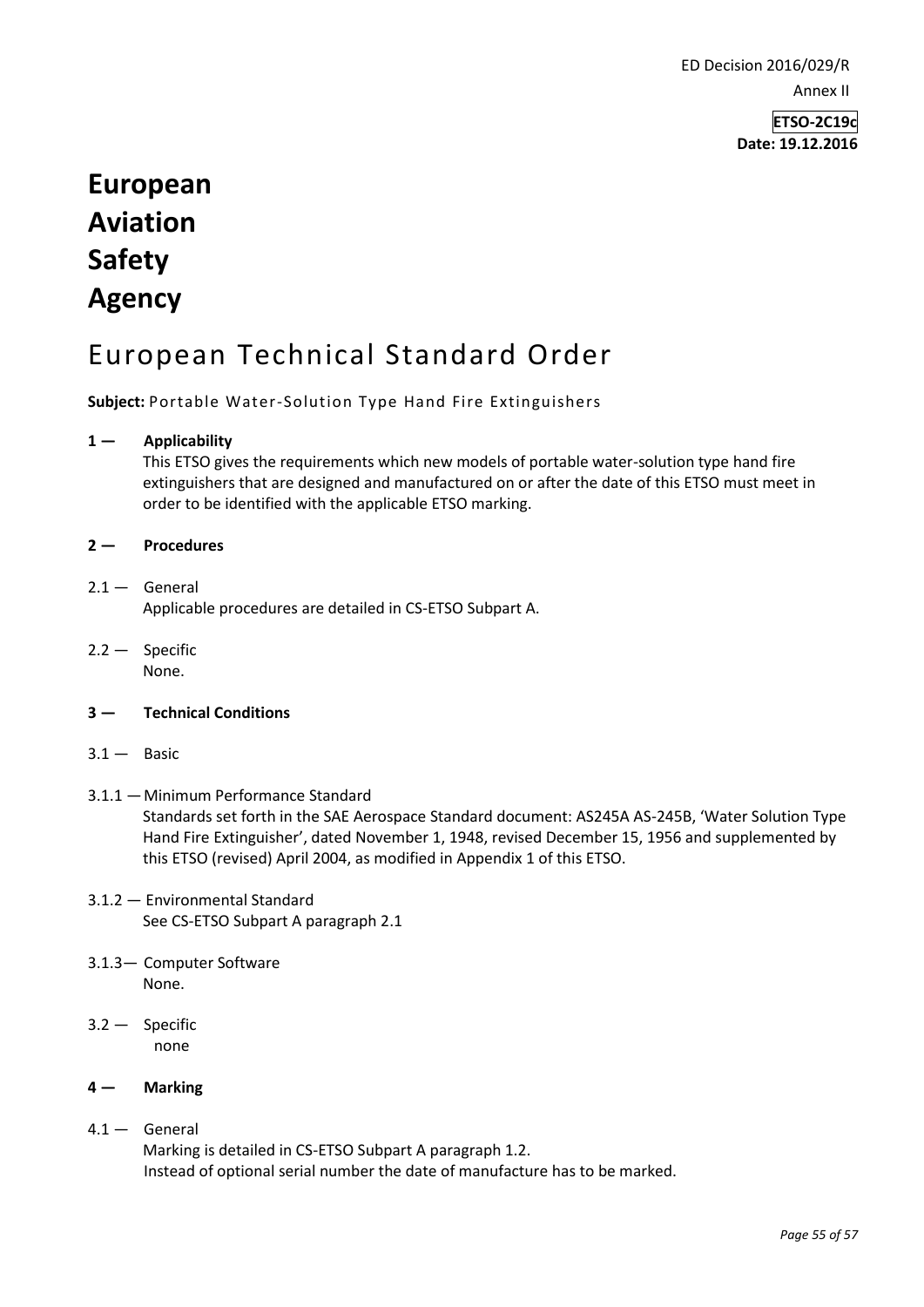ED Decision 2016/029/R

Annex II

**ETSO-2C19c**
**Date: 19.12.2016**

# European Aviation Safety Agency

# European Technical Standard Order

**Subject:** Portable Water-Solution Type Hand Fire Extinguishers

**1 — Applicability**

This ETSO gives the requirements which new models of portable water-solution type hand fire extinguishers that are designed and manufactured on or after the date of this ETSO must meet in order to be identified with the applicable ETSO marking.

**2 — Procedures**

2.1 — General

Applicable procedures are detailed in CS-ETSO Subpart A.

2.2 — Specific

None.

**3 — Technical Conditions**

3.1 — Basic

3.1.1 — Minimum Performance Standard

Standards set forth in the SAE Aerospace Standard document: AS245A AS-245B, 'Water Solution Type Hand Fire Extinguisher', dated November 1, 1948, revised December 15, 1956 and supplemented by this ETSO (revised) April 2004, as modified in Appendix 1 of this ETSO.

3.1.2 — Environmental Standard

See CS-ETSO Subpart A paragraph 2.1

3.1.3— Computer Software

None.

3.2 — Specific

none

**4 — Marking**

4.1 — General

Marking is detailed in CS-ETSO Subpart A paragraph 1.2.

Instead of optional serial number the date of manufacture has to be marked.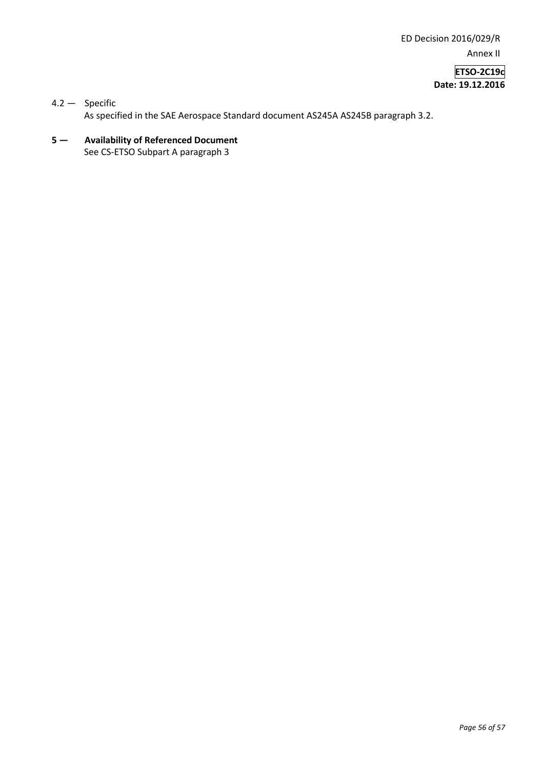4.2 — Specific

As specified in the SAE Aerospace Standard document AS245A AS245B paragraph 3.2.

## 5 — Availability of Referenced Document

See CS-ETSO Subpart A paragraph 3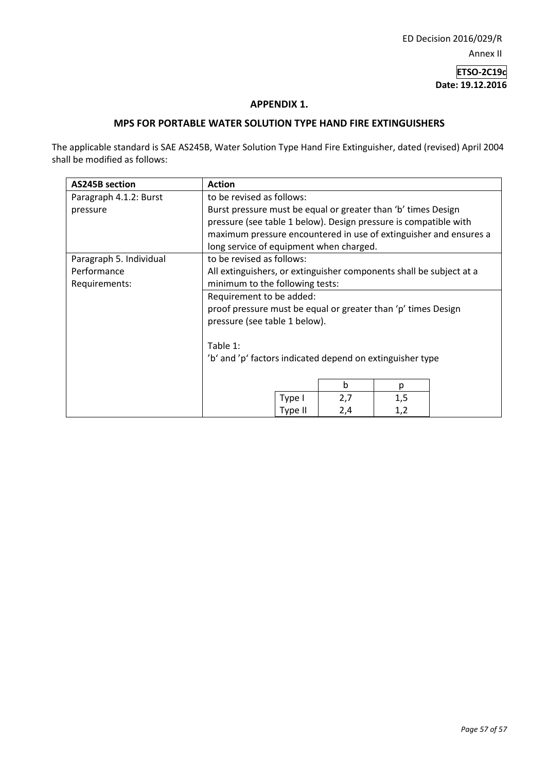ED Decision 2016/029/R

Annex II

**ETSO-2C19c**
**Date: 19.12.2016**

## APPENDIX 1.

## MPS FOR PORTABLE WATER SOLUTION TYPE HAND FIRE EXTINGUISHERS

The applicable standard is SAE AS245B, Water Solution Type Hand Fire Extinguisher, dated (revised) April 2004 shall be modified as follows:

| AS245B section | Action |
|---|---|
| Paragraph 4.1.2: Burst pressure | to be revised as follows:<br>Burst pressure must be equal or greater than 'b' times Design pressure (see table 1 below). Design pressure is compatible with maximum pressure encountered in use of extinguisher and ensures a long service of equipment when charged. |
| Paragraph 5. Individual Performance Requirements: | to be revised as follows:<br>All extinguishers, or extinguisher components shall be subject at a minimum to the following tests: |
| | Requirement to be added:<br>proof pressure must be equal or greater than 'p' times Design pressure (see table 1 below).<br><br>Table 1:<br>'b' and 'p' factors indicated depend on extinguisher type |

| | b | p |
|---|---|---|
| Type I | 2,7 | 1,5 |
| Type II | 2,4 | 1,2 |